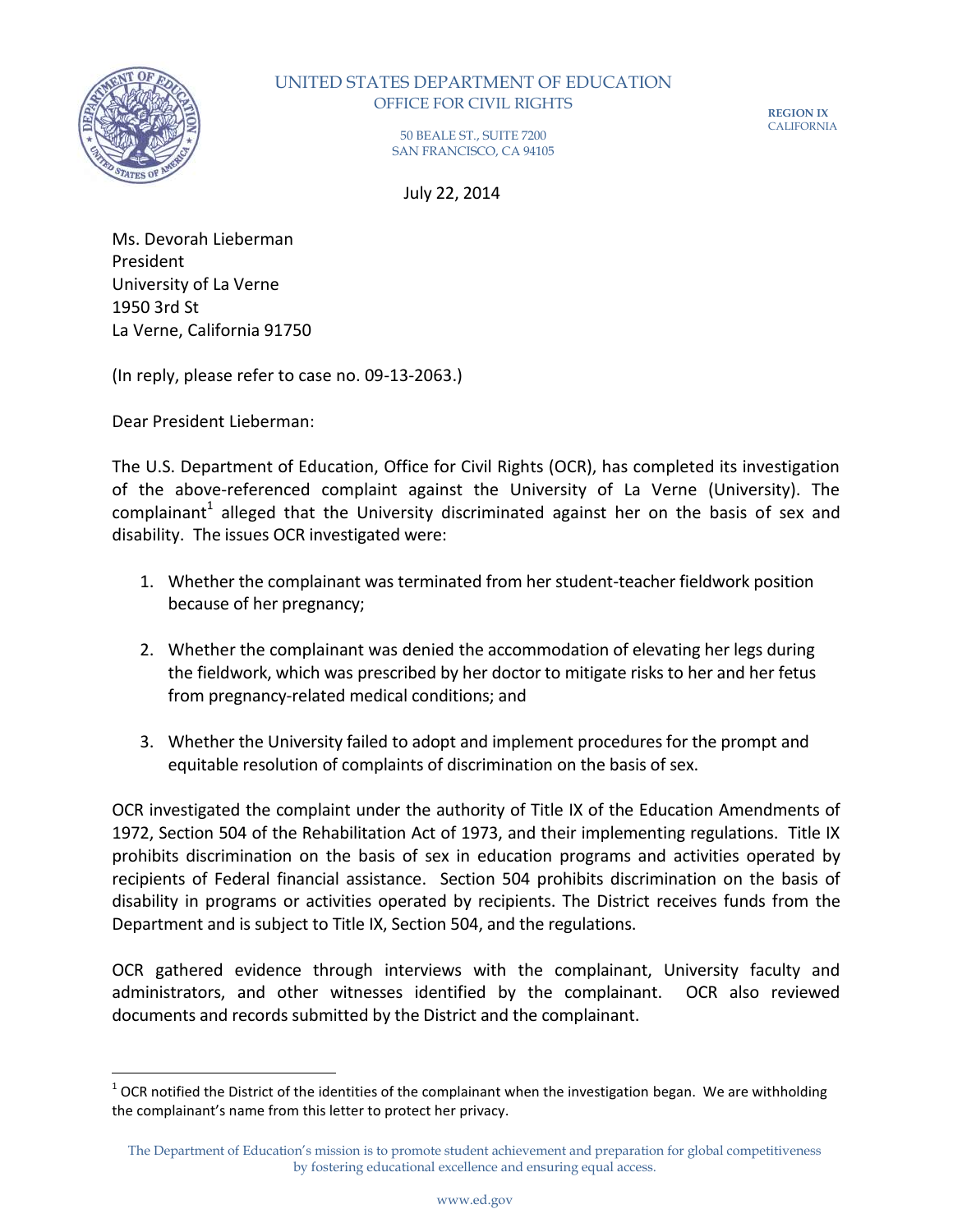UNITED STATES DEPARTMENT OF EDUCATION
OFFICE FOR CIVIL RIGHTS

50 BEALE ST., SUITE 7200
SAN FRANCISCO, CA 94105

REGION IX
CALIFORNIA

July 22, 2014

Ms. Devorah Lieberman
President
University of La Verne
1950 3rd St
La Verne, California 91750

(In reply, please refer to case no. 09-13-2063.)

Dear President Lieberman:

The U.S. Department of Education, Office for Civil Rights (OCR), has completed its investigation of the above-referenced complaint against the University of La Verne (University). The complainant[1] alleged that the University discriminated against her on the basis of sex and disability. The issues OCR investigated were:

1. Whether the complainant was terminated from her student-teacher fieldwork position because of her pregnancy;

2. Whether the complainant was denied the accommodation of elevating her legs during the fieldwork, which was prescribed by her doctor to mitigate risks to her and her fetus from pregnancy-related medical conditions; and

3. Whether the University failed to adopt and implement procedures for the prompt and equitable resolution of complaints of discrimination on the basis of sex.

OCR investigated the complaint under the authority of Title IX of the Education Amendments of 1972, Section 504 of the Rehabilitation Act of 1973, and their implementing regulations. Title IX prohibits discrimination on the basis of sex in education programs and activities operated by recipients of Federal financial assistance. Section 504 prohibits discrimination on the basis of disability in programs or activities operated by recipients. The District receives funds from the Department and is subject to Title IX, Section 504, and the regulations.

OCR gathered evidence through interviews with the complainant, University faculty and administrators, and other witnesses identified by the complainant. OCR also reviewed documents and records submitted by the District and the complainant.

[1] OCR notified the District of the identities of the complainant when the investigation began. We are withholding the complainant's name from this letter to protect her privacy.

The Department of Education's mission is to promote student achievement and preparation for global competitiveness by fostering educational excellence and ensuring equal access.

www.ed.gov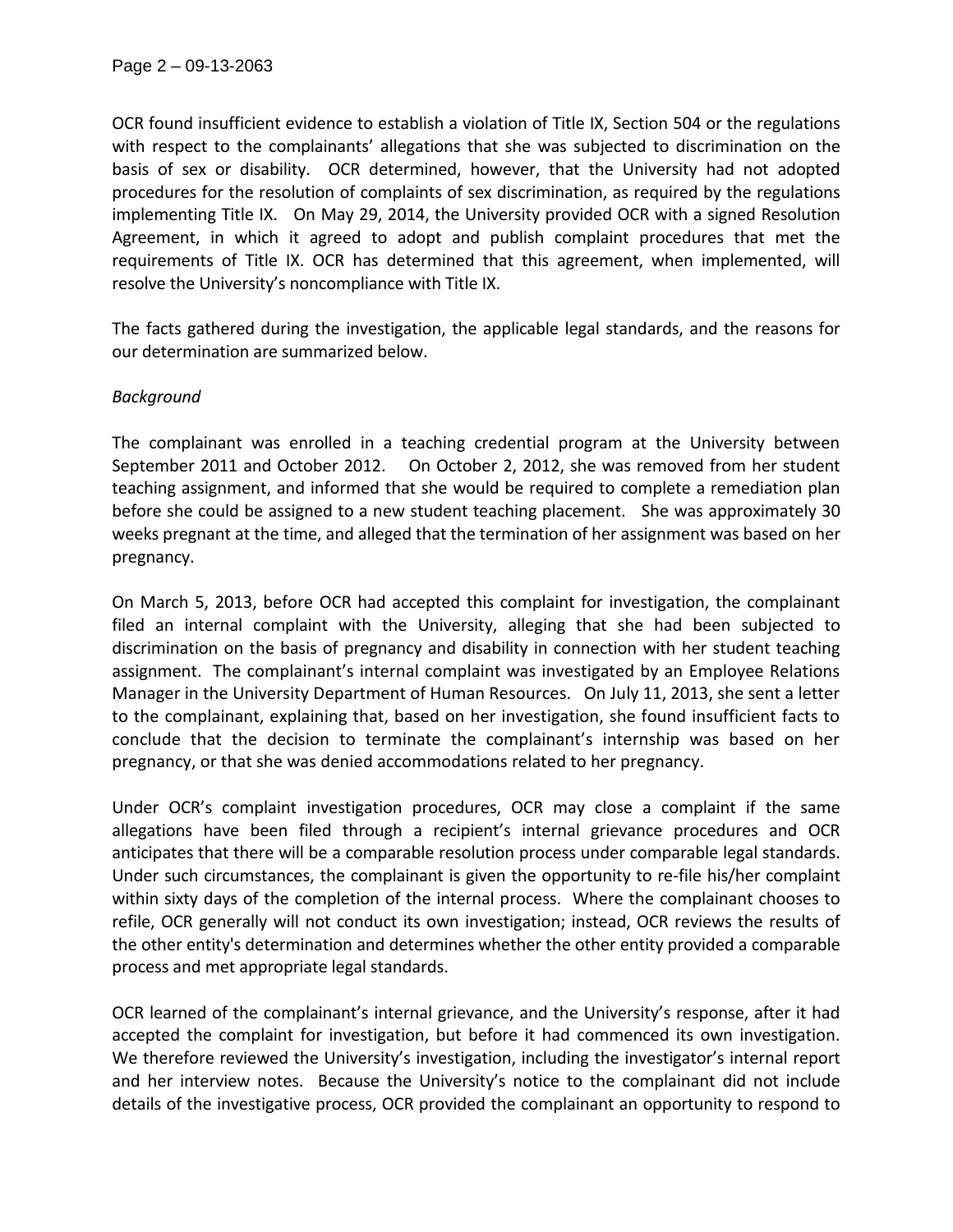OCR found insufficient evidence to establish a violation of Title IX, Section 504 or the regulations with respect to the complainants' allegations that she was subjected to discrimination on the basis of sex or disability. OCR determined, however, that the University had not adopted procedures for the resolution of complaints of sex discrimination, as required by the regulations implementing Title IX. On May 29, 2014, the University provided OCR with a signed Resolution Agreement, in which it agreed to adopt and publish complaint procedures that met the requirements of Title IX. OCR has determined that this agreement, when implemented, will resolve the University's noncompliance with Title IX.

The facts gathered during the investigation, the applicable legal standards, and the reasons for our determination are summarized below.

*Background*

The complainant was enrolled in a teaching credential program at the University between September 2011 and October 2012. On October 2, 2012, she was removed from her student teaching assignment, and informed that she would be required to complete a remediation plan before she could be assigned to a new student teaching placement. She was approximately 30 weeks pregnant at the time, and alleged that the termination of her assignment was based on her pregnancy.

On March 5, 2013, before OCR had accepted this complaint for investigation, the complainant filed an internal complaint with the University, alleging that she had been subjected to discrimination on the basis of pregnancy and disability in connection with her student teaching assignment. The complainant's internal complaint was investigated by an Employee Relations Manager in the University Department of Human Resources. On July 11, 2013, she sent a letter to the complainant, explaining that, based on her investigation, she found insufficient facts to conclude that the decision to terminate the complainant's internship was based on her pregnancy, or that she was denied accommodations related to her pregnancy.

Under OCR's complaint investigation procedures, OCR may close a complaint if the same allegations have been filed through a recipient's internal grievance procedures and OCR anticipates that there will be a comparable resolution process under comparable legal standards. Under such circumstances, the complainant is given the opportunity to re-file his/her complaint within sixty days of the completion of the internal process. Where the complainant chooses to refile, OCR generally will not conduct its own investigation; instead, OCR reviews the results of the other entity's determination and determines whether the other entity provided a comparable process and met appropriate legal standards.

OCR learned of the complainant's internal grievance, and the University's response, after it had accepted the complaint for investigation, but before it had commenced its own investigation. We therefore reviewed the University's investigation, including the investigator's internal report and her interview notes. Because the University's notice to the complainant did not include details of the investigative process, OCR provided the complainant an opportunity to respond to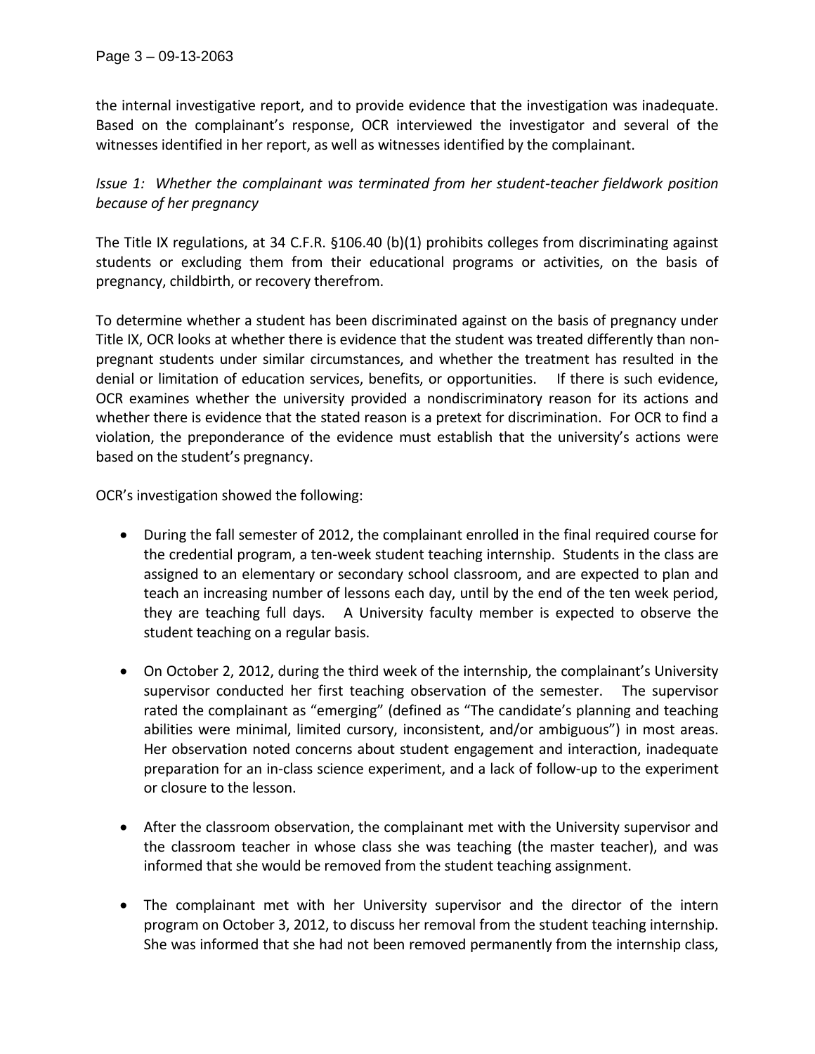the internal investigative report, and to provide evidence that the investigation was inadequate. Based on the complainant's response, OCR interviewed the investigator and several of the witnesses identified in her report, as well as witnesses identified by the complainant.

*Issue 1: Whether the complainant was terminated from her student-teacher fieldwork position because of her pregnancy*

The Title IX regulations, at 34 C.F.R. §106.40 (b)(1) prohibits colleges from discriminating against students or excluding them from their educational programs or activities, on the basis of pregnancy, childbirth, or recovery therefrom.

To determine whether a student has been discriminated against on the basis of pregnancy under Title IX, OCR looks at whether there is evidence that the student was treated differently than non-pregnant students under similar circumstances, and whether the treatment has resulted in the denial or limitation of education services, benefits, or opportunities. If there is such evidence, OCR examines whether the university provided a nondiscriminatory reason for its actions and whether there is evidence that the stated reason is a pretext for discrimination. For OCR to find a violation, the preponderance of the evidence must establish that the university's actions were based on the student's pregnancy.

OCR's investigation showed the following:

- During the fall semester of 2012, the complainant enrolled in the final required course for the credential program, a ten-week student teaching internship. Students in the class are assigned to an elementary or secondary school classroom, and are expected to plan and teach an increasing number of lessons each day, until by the end of the ten week period, they are teaching full days. A University faculty member is expected to observe the student teaching on a regular basis.
- On October 2, 2012, during the third week of the internship, the complainant's University supervisor conducted her first teaching observation of the semester. The supervisor rated the complainant as "emerging" (defined as "The candidate's planning and teaching abilities were minimal, limited cursory, inconsistent, and/or ambiguous") in most areas. Her observation noted concerns about student engagement and interaction, inadequate preparation for an in-class science experiment, and a lack of follow-up to the experiment or closure to the lesson.
- After the classroom observation, the complainant met with the University supervisor and the classroom teacher in whose class she was teaching (the master teacher), and was informed that she would be removed from the student teaching assignment.
- The complainant met with her University supervisor and the director of the intern program on October 3, 2012, to discuss her removal from the student teaching internship. She was informed that she had not been removed permanently from the internship class,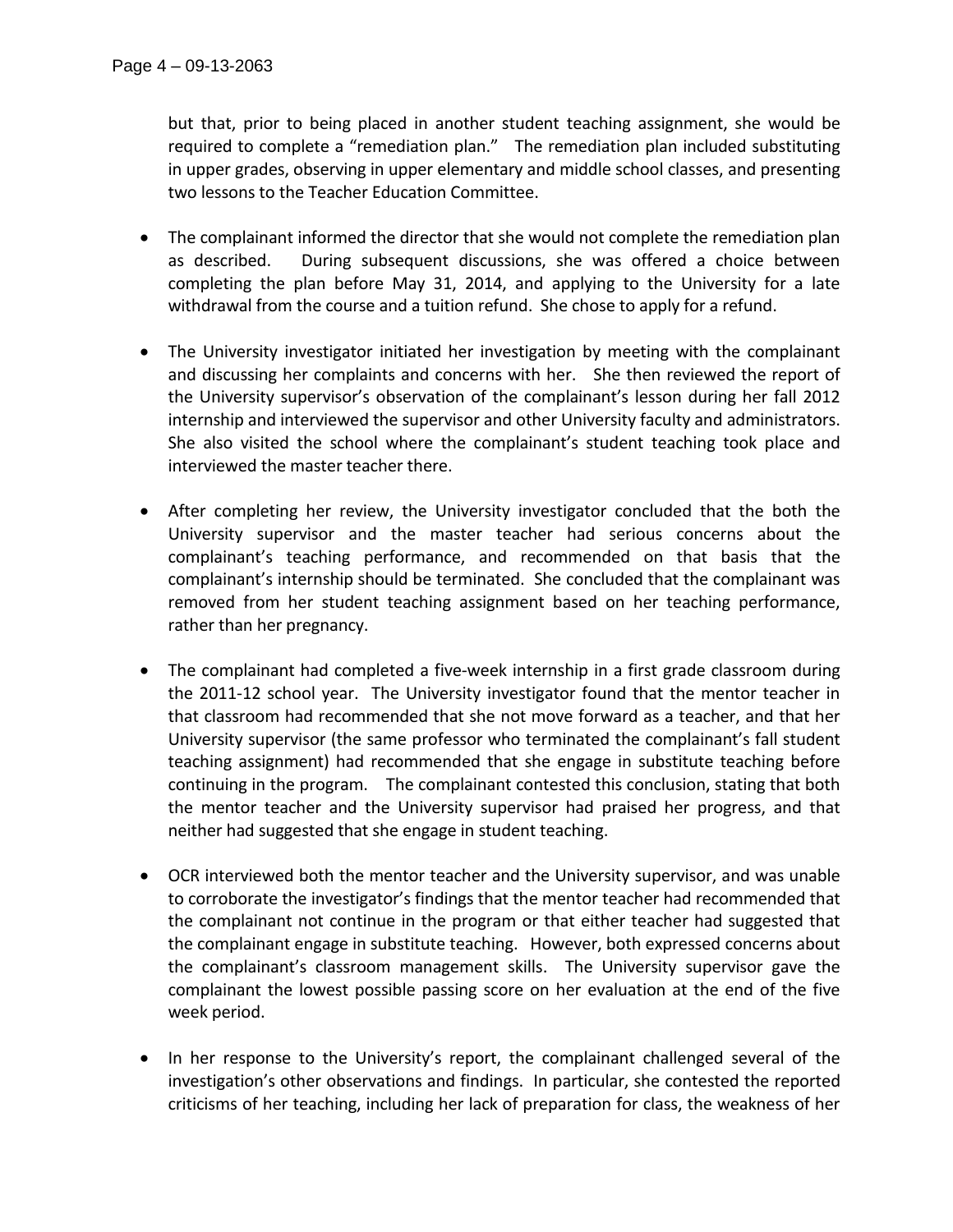but that, prior to being placed in another student teaching assignment, she would be required to complete a "remediation plan." The remediation plan included substituting in upper grades, observing in upper elementary and middle school classes, and presenting two lessons to the Teacher Education Committee.

- The complainant informed the director that she would not complete the remediation plan as described. During subsequent discussions, she was offered a choice between completing the plan before May 31, 2014, and applying to the University for a late withdrawal from the course and a tuition refund. She chose to apply for a refund.

- The University investigator initiated her investigation by meeting with the complainant and discussing her complaints and concerns with her. She then reviewed the report of the University supervisor's observation of the complainant's lesson during her fall 2012 internship and interviewed the supervisor and other University faculty and administrators. She also visited the school where the complainant's student teaching took place and interviewed the master teacher there.

- After completing her review, the University investigator concluded that the both the University supervisor and the master teacher had serious concerns about the complainant's teaching performance, and recommended on that basis that the complainant's internship should be terminated. She concluded that the complainant was removed from her student teaching assignment based on her teaching performance, rather than her pregnancy.

- The complainant had completed a five-week internship in a first grade classroom during the 2011-12 school year. The University investigator found that the mentor teacher in that classroom had recommended that she not move forward as a teacher, and that her University supervisor (the same professor who terminated the complainant's fall student teaching assignment) had recommended that she engage in substitute teaching before continuing in the program. The complainant contested this conclusion, stating that both the mentor teacher and the University supervisor had praised her progress, and that neither had suggested that she engage in student teaching.

- OCR interviewed both the mentor teacher and the University supervisor, and was unable to corroborate the investigator's findings that the mentor teacher had recommended that the complainant not continue in the program or that either teacher had suggested that the complainant engage in substitute teaching. However, both expressed concerns about the complainant's classroom management skills. The University supervisor gave the complainant the lowest possible passing score on her evaluation at the end of the five week period.

- In her response to the University's report, the complainant challenged several of the investigation's other observations and findings. In particular, she contested the reported criticisms of her teaching, including her lack of preparation for class, the weakness of her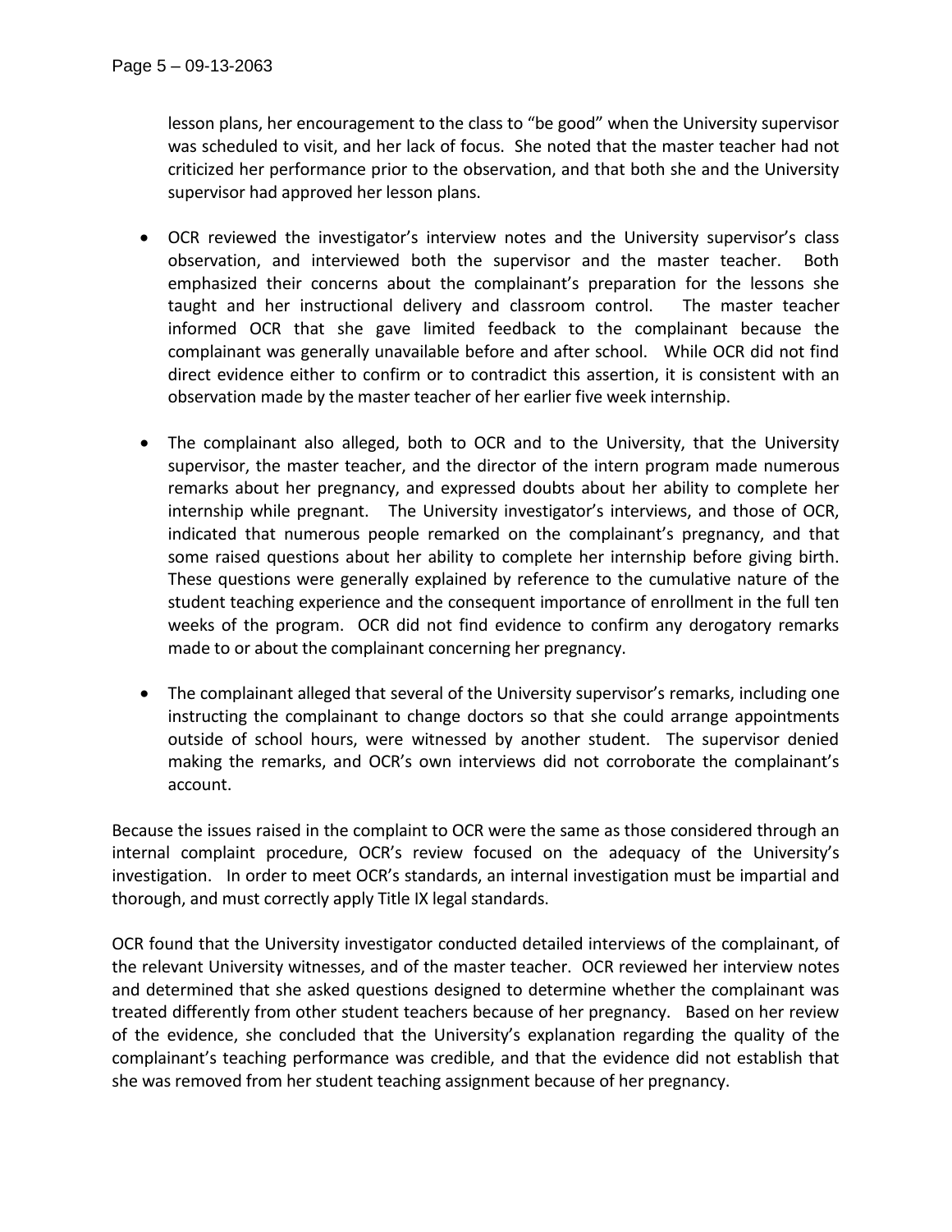lesson plans, her encouragement to the class to "be good" when the University supervisor was scheduled to visit, and her lack of focus. She noted that the master teacher had not criticized her performance prior to the observation, and that both she and the University supervisor had approved her lesson plans.

- OCR reviewed the investigator's interview notes and the University supervisor's class observation, and interviewed both the supervisor and the master teacher. Both emphasized their concerns about the complainant's preparation for the lessons she taught and her instructional delivery and classroom control. The master teacher informed OCR that she gave limited feedback to the complainant because the complainant was generally unavailable before and after school. While OCR did not find direct evidence either to confirm or to contradict this assertion, it is consistent with an observation made by the master teacher of her earlier five week internship.

- The complainant also alleged, both to OCR and to the University, that the University supervisor, the master teacher, and the director of the intern program made numerous remarks about her pregnancy, and expressed doubts about her ability to complete her internship while pregnant. The University investigator's interviews, and those of OCR, indicated that numerous people remarked on the complainant's pregnancy, and that some raised questions about her ability to complete her internship before giving birth. These questions were generally explained by reference to the cumulative nature of the student teaching experience and the consequent importance of enrollment in the full ten weeks of the program. OCR did not find evidence to confirm any derogatory remarks made to or about the complainant concerning her pregnancy.

- The complainant alleged that several of the University supervisor's remarks, including one instructing the complainant to change doctors so that she could arrange appointments outside of school hours, were witnessed by another student. The supervisor denied making the remarks, and OCR's own interviews did not corroborate the complainant's account.

Because the issues raised in the complaint to OCR were the same as those considered through an internal complaint procedure, OCR's review focused on the adequacy of the University's investigation. In order to meet OCR's standards, an internal investigation must be impartial and thorough, and must correctly apply Title IX legal standards.

OCR found that the University investigator conducted detailed interviews of the complainant, of the relevant University witnesses, and of the master teacher. OCR reviewed her interview notes and determined that she asked questions designed to determine whether the complainant was treated differently from other student teachers because of her pregnancy. Based on her review of the evidence, she concluded that the University's explanation regarding the quality of the complainant's teaching performance was credible, and that the evidence did not establish that she was removed from her student teaching assignment because of her pregnancy.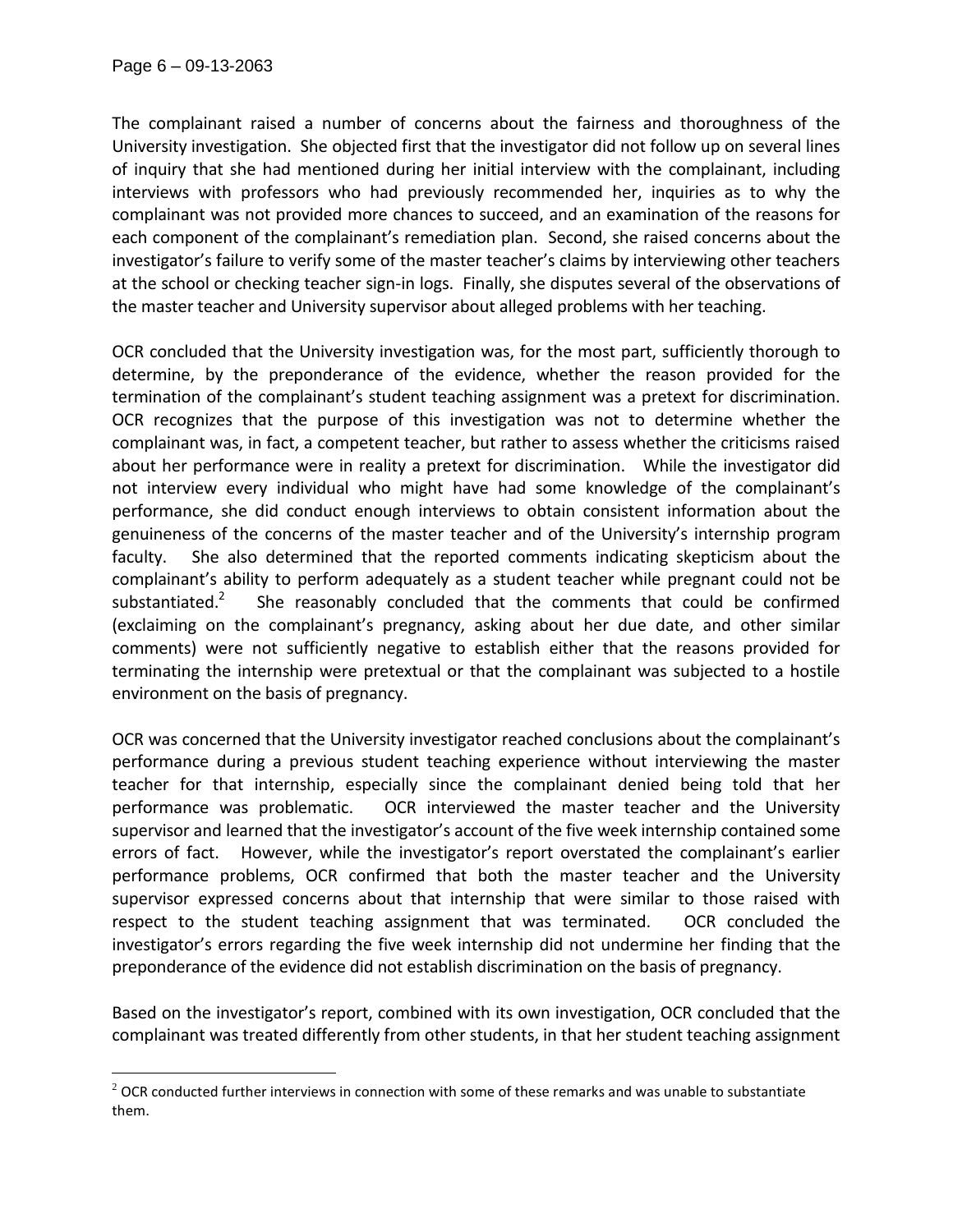The complainant raised a number of concerns about the fairness and thoroughness of the University investigation. She objected first that the investigator did not follow up on several lines of inquiry that she had mentioned during her initial interview with the complainant, including interviews with professors who had previously recommended her, inquiries as to why the complainant was not provided more chances to succeed, and an examination of the reasons for each component of the complainant's remediation plan. Second, she raised concerns about the investigator's failure to verify some of the master teacher's claims by interviewing other teachers at the school or checking teacher sign-in logs. Finally, she disputes several of the observations of the master teacher and University supervisor about alleged problems with her teaching.

OCR concluded that the University investigation was, for the most part, sufficiently thorough to determine, by the preponderance of the evidence, whether the reason provided for the termination of the complainant's student teaching assignment was a pretext for discrimination. OCR recognizes that the purpose of this investigation was not to determine whether the complainant was, in fact, a competent teacher, but rather to assess whether the criticisms raised about her performance were in reality a pretext for discrimination. While the investigator did not interview every individual who might have had some knowledge of the complainant's performance, she did conduct enough interviews to obtain consistent information about the genuineness of the concerns of the master teacher and of the University's internship program faculty. She also determined that the reported comments indicating skepticism about the complainant's ability to perform adequately as a student teacher while pregnant could not be substantiated.[2] She reasonably concluded that the comments that could be confirmed (exclaiming on the complainant's pregnancy, asking about her due date, and other similar comments) were not sufficiently negative to establish either that the reasons provided for terminating the internship were pretextual or that the complainant was subjected to a hostile environment on the basis of pregnancy.

OCR was concerned that the University investigator reached conclusions about the complainant's performance during a previous student teaching experience without interviewing the master teacher for that internship, especially since the complainant denied being told that her performance was problematic. OCR interviewed the master teacher and the University supervisor and learned that the investigator's account of the five week internship contained some errors of fact. However, while the investigator's report overstated the complainant's earlier performance problems, OCR confirmed that both the master teacher and the University supervisor expressed concerns about that internship that were similar to those raised with respect to the student teaching assignment that was terminated. OCR concluded the investigator's errors regarding the five week internship did not undermine her finding that the preponderance of the evidence did not establish discrimination on the basis of pregnancy.

Based on the investigator's report, combined with its own investigation, OCR concluded that the complainant was treated differently from other students, in that her student teaching assignment

[2] OCR conducted further interviews in connection with some of these remarks and was unable to substantiate them.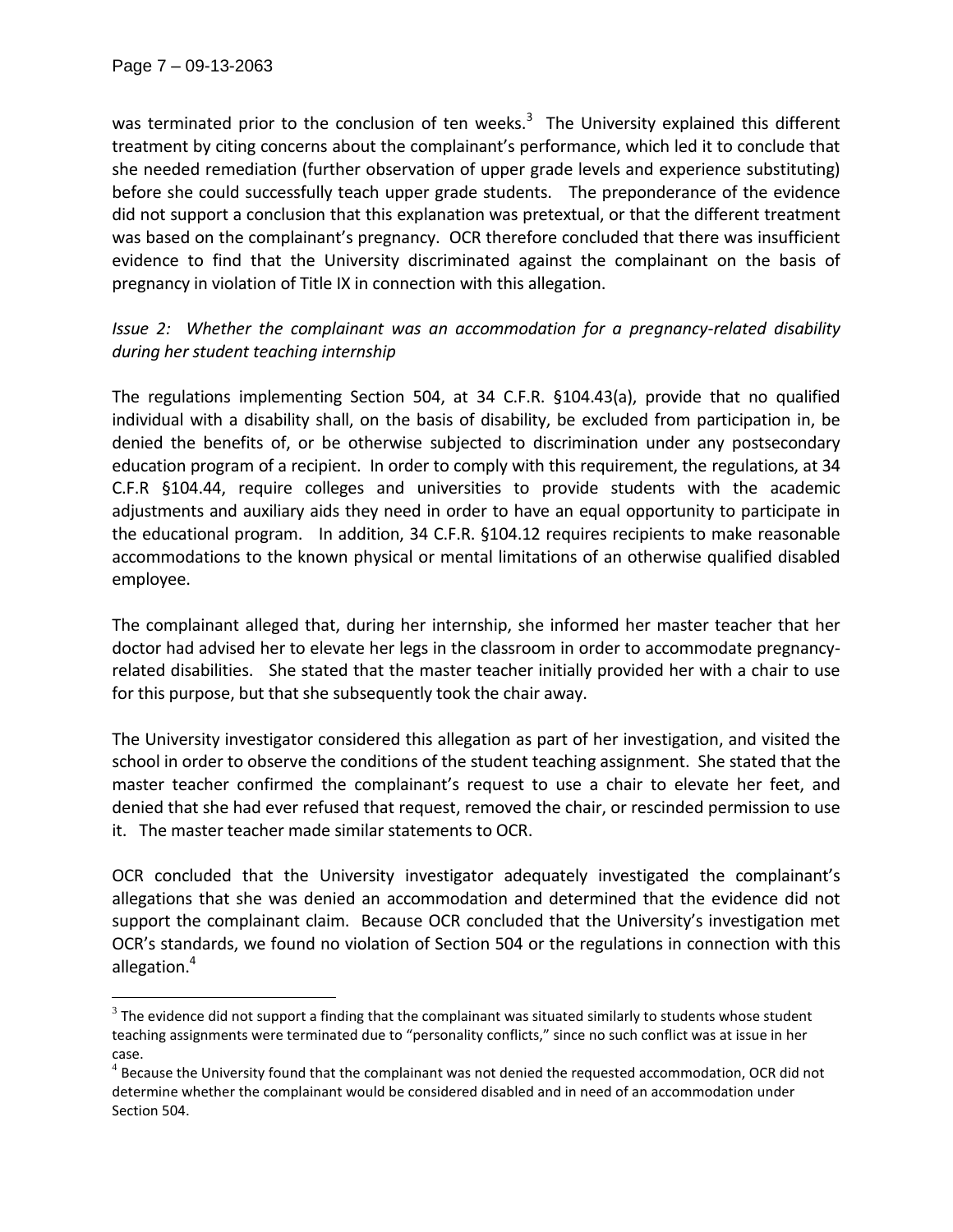was terminated prior to the conclusion of ten weeks.[3] The University explained this different treatment by citing concerns about the complainant's performance, which led it to conclude that she needed remediation (further observation of upper grade levels and experience substituting) before she could successfully teach upper grade students. The preponderance of the evidence did not support a conclusion that this explanation was pretextual, or that the different treatment was based on the complainant's pregnancy. OCR therefore concluded that there was insufficient evidence to find that the University discriminated against the complainant on the basis of pregnancy in violation of Title IX in connection with this allegation.

*Issue 2: Whether the complainant was an accommodation for a pregnancy-related disability during her student teaching internship*

The regulations implementing Section 504, at 34 C.F.R. §104.43(a), provide that no qualified individual with a disability shall, on the basis of disability, be excluded from participation in, be denied the benefits of, or be otherwise subjected to discrimination under any postsecondary education program of a recipient. In order to comply with this requirement, the regulations, at 34 C.F.R §104.44, require colleges and universities to provide students with the academic adjustments and auxiliary aids they need in order to have an equal opportunity to participate in the educational program. In addition, 34 C.F.R. §104.12 requires recipients to make reasonable accommodations to the known physical or mental limitations of an otherwise qualified disabled employee.

The complainant alleged that, during her internship, she informed her master teacher that her doctor had advised her to elevate her legs in the classroom in order to accommodate pregnancy-related disabilities. She stated that the master teacher initially provided her with a chair to use for this purpose, but that she subsequently took the chair away.

The University investigator considered this allegation as part of her investigation, and visited the school in order to observe the conditions of the student teaching assignment. She stated that the master teacher confirmed the complainant's request to use a chair to elevate her feet, and denied that she had ever refused that request, removed the chair, or rescinded permission to use it. The master teacher made similar statements to OCR.

OCR concluded that the University investigator adequately investigated the complainant's allegations that she was denied an accommodation and determined that the evidence did not support the complainant claim. Because OCR concluded that the University's investigation met OCR's standards, we found no violation of Section 504 or the regulations in connection with this allegation.[4]

---

[3] The evidence did not support a finding that the complainant was situated similarly to students whose student teaching assignments were terminated due to "personality conflicts," since no such conflict was at issue in her case.

[4] Because the University found that the complainant was not denied the requested accommodation, OCR did not determine whether the complainant would be considered disabled and in need of an accommodation under Section 504.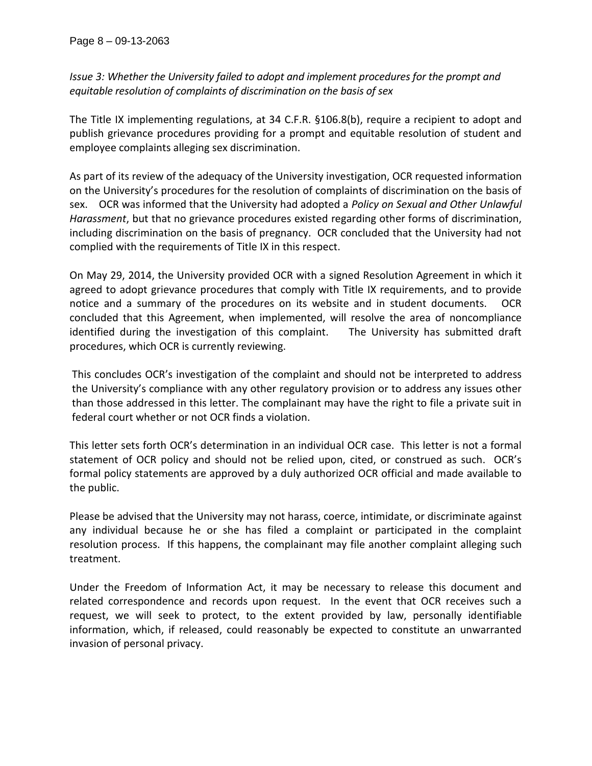*Issue 3: Whether the University failed to adopt and implement procedures for the prompt and equitable resolution of complaints of discrimination on the basis of sex*

The Title IX implementing regulations, at 34 C.F.R. §106.8(b), require a recipient to adopt and publish grievance procedures providing for a prompt and equitable resolution of student and employee complaints alleging sex discrimination.

As part of its review of the adequacy of the University investigation, OCR requested information on the University's procedures for the resolution of complaints of discrimination on the basis of sex. OCR was informed that the University had adopted a *Policy on Sexual and Other Unlawful Harassment*, but that no grievance procedures existed regarding other forms of discrimination, including discrimination on the basis of pregnancy. OCR concluded that the University had not complied with the requirements of Title IX in this respect.

On May 29, 2014, the University provided OCR with a signed Resolution Agreement in which it agreed to adopt grievance procedures that comply with Title IX requirements, and to provide notice and a summary of the procedures on its website and in student documents. OCR concluded that this Agreement, when implemented, will resolve the area of noncompliance identified during the investigation of this complaint. The University has submitted draft procedures, which OCR is currently reviewing.

This concludes OCR's investigation of the complaint and should not be interpreted to address the University's compliance with any other regulatory provision or to address any issues other than those addressed in this letter. The complainant may have the right to file a private suit in federal court whether or not OCR finds a violation.

This letter sets forth OCR's determination in an individual OCR case. This letter is not a formal statement of OCR policy and should not be relied upon, cited, or construed as such. OCR's formal policy statements are approved by a duly authorized OCR official and made available to the public.

Please be advised that the University may not harass, coerce, intimidate, or discriminate against any individual because he or she has filed a complaint or participated in the complaint resolution process. If this happens, the complainant may file another complaint alleging such treatment.

Under the Freedom of Information Act, it may be necessary to release this document and related correspondence and records upon request. In the event that OCR receives such a request, we will seek to protect, to the extent provided by law, personally identifiable information, which, if released, could reasonably be expected to constitute an unwarranted invasion of personal privacy.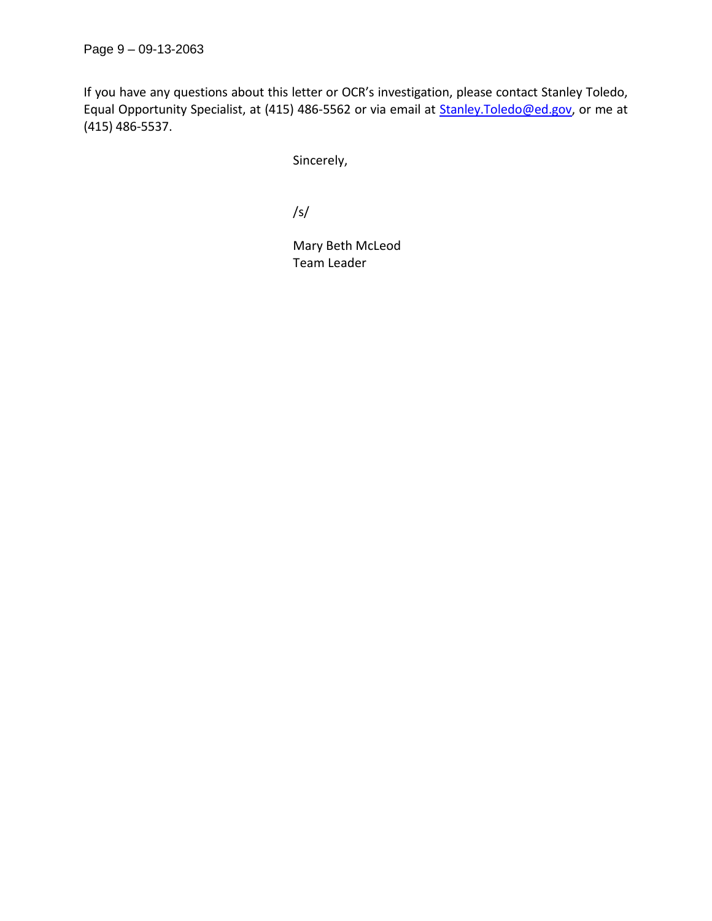If you have any questions about this letter or OCR's investigation, please contact Stanley Toledo, Equal Opportunity Specialist, at (415) 486-5562 or via email at Stanley.Toledo@ed.gov, or me at (415) 486-5537.

Sincerely,

/s/

Mary Beth McLeod
Team Leader